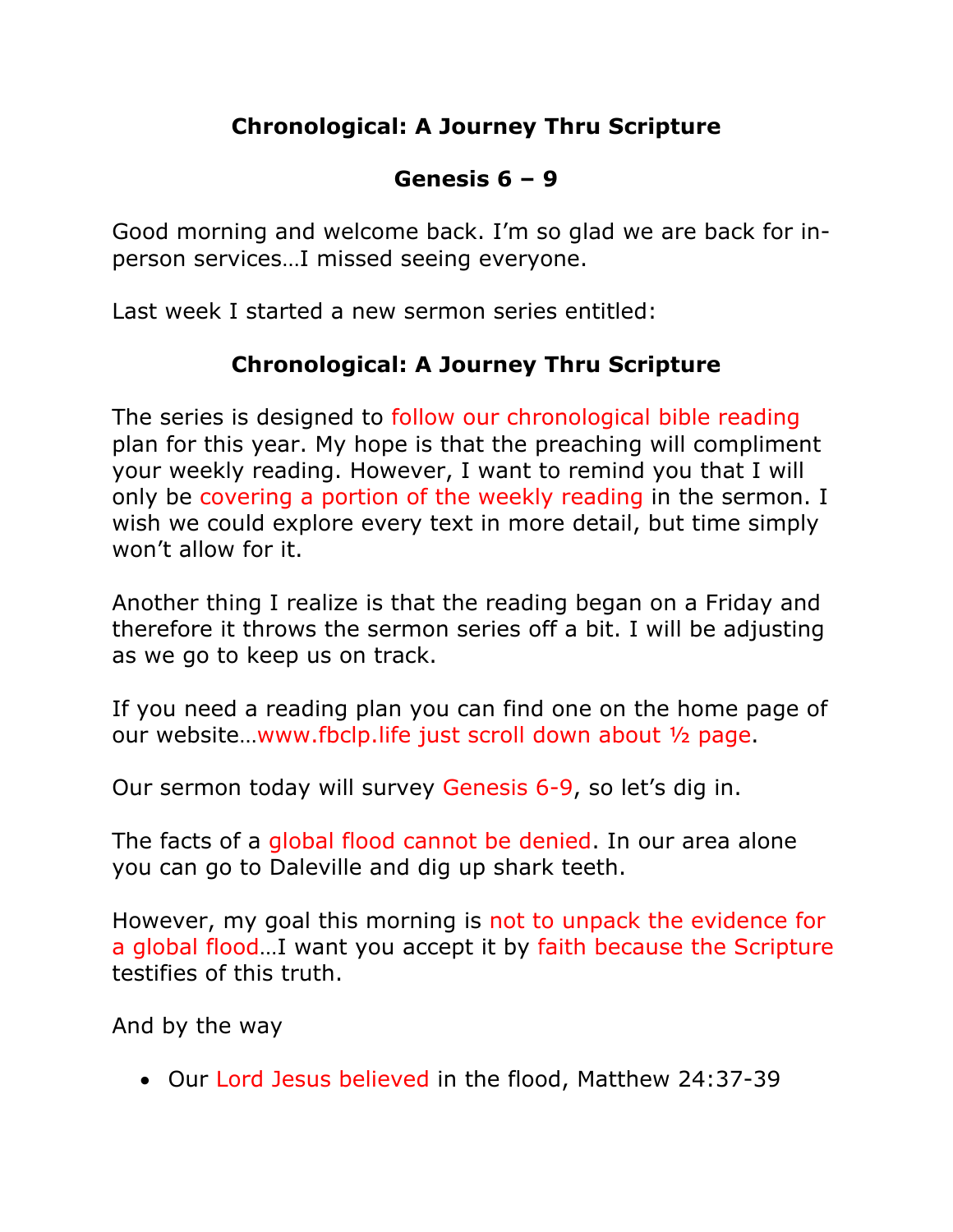## Chronological: A Journey Thru Scripture

## Genesis 6 – 9

Good morning and welcome back. I'm so glad we are back for in-person services…I missed seeing everyone.

Last week I started a new sermon series entitled:

## Chronological: A Journey Thru Scripture

The series is designed to follow our chronological bible reading plan for this year. My hope is that the preaching will compliment your weekly reading. However, I want to remind you that I will only be covering a portion of the weekly reading in the sermon. I wish we could explore every text in more detail, but time simply won't allow for it.

Another thing I realize is that the reading began on a Friday and therefore it throws the sermon series off a bit. I will be adjusting as we go to keep us on track.

If you need a reading plan you can find one on the home page of our website…www.fbclp.life just scroll down about ½ page.

Our sermon today will survey Genesis 6-9, so let's dig in.

The facts of a global flood cannot be denied. In our area alone you can go to Daleville and dig up shark teeth.

However, my goal this morning is not to unpack the evidence for a global flood…I want you accept it by faith because the Scripture testifies of this truth.

And by the way

- Our Lord Jesus believed in the flood, Matthew 24:37-39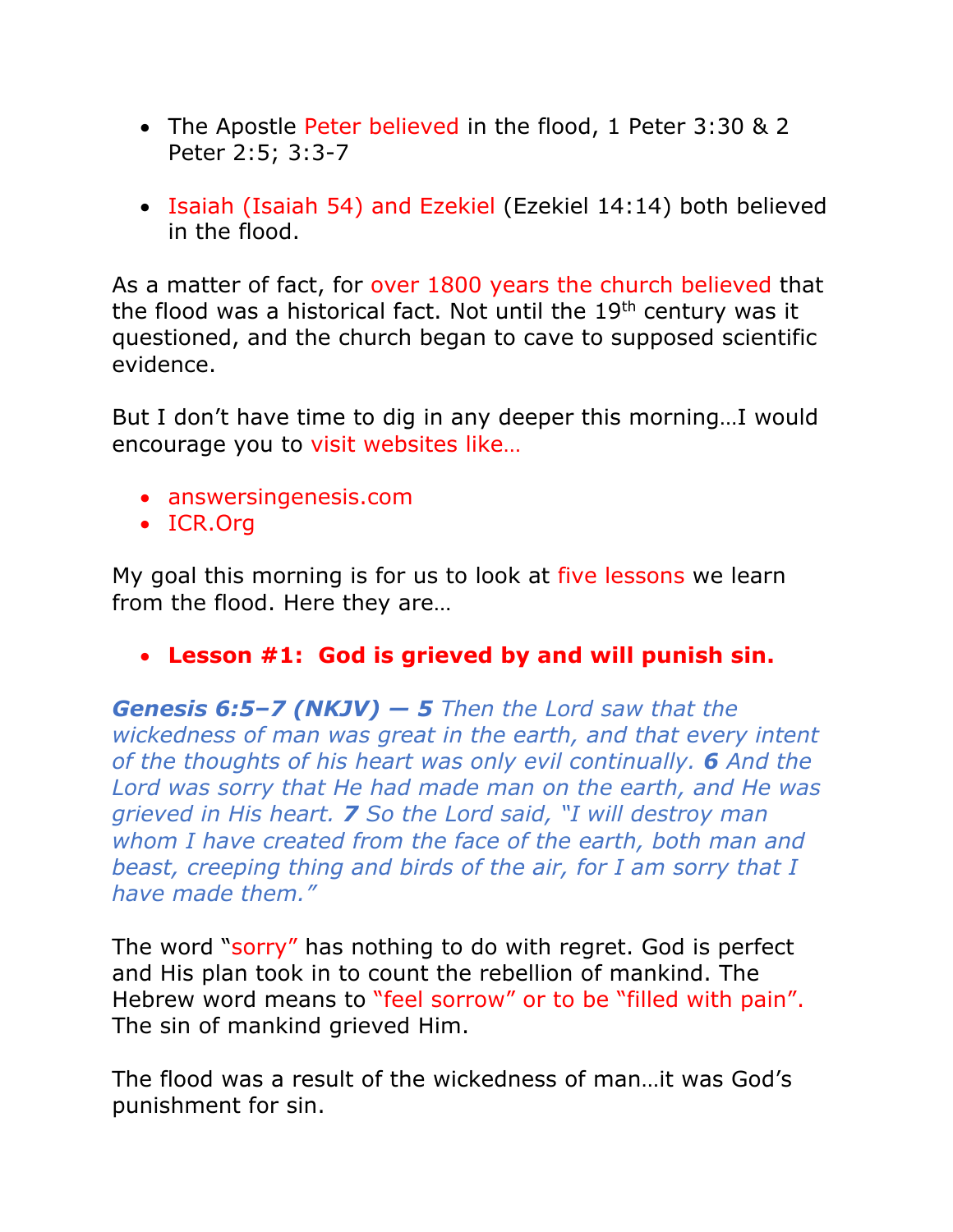- The Apostle Peter believed in the flood, 1 Peter 3:30 & 2 Peter 2:5; 3:3-7

- Isaiah (Isaiah 54) and Ezekiel (Ezekiel 14:14) both believed in the flood.

As a matter of fact, for over 1800 years the church believed that the flood was a historical fact. Not until the 19th century was it questioned, and the church began to cave to supposed scientific evidence.

But I don't have time to dig in any deeper this morning…I would encourage you to visit websites like…

- answersingenesis.com
- ICR.Org

My goal this morning is for us to look at five lessons we learn from the flood. Here they are…

- **Lesson #1: God is grieved by and will punish sin.**

***Genesis 6:5–7 (NKJV) — 5*** *Then the Lord saw that the wickedness of man was great in the earth, and that every intent of the thoughts of his heart was only evil continually.* ***6*** *And the Lord was sorry that He had made man on the earth, and He was grieved in His heart.* ***7*** *So the Lord said, "I will destroy man whom I have created from the face of the earth, both man and beast, creeping thing and birds of the air, for I am sorry that I have made them."*

The word "sorry" has nothing to do with regret. God is perfect and His plan took in to count the rebellion of mankind. The Hebrew word means to "feel sorrow" or to be "filled with pain". The sin of mankind grieved Him.

The flood was a result of the wickedness of man…it was God's punishment for sin.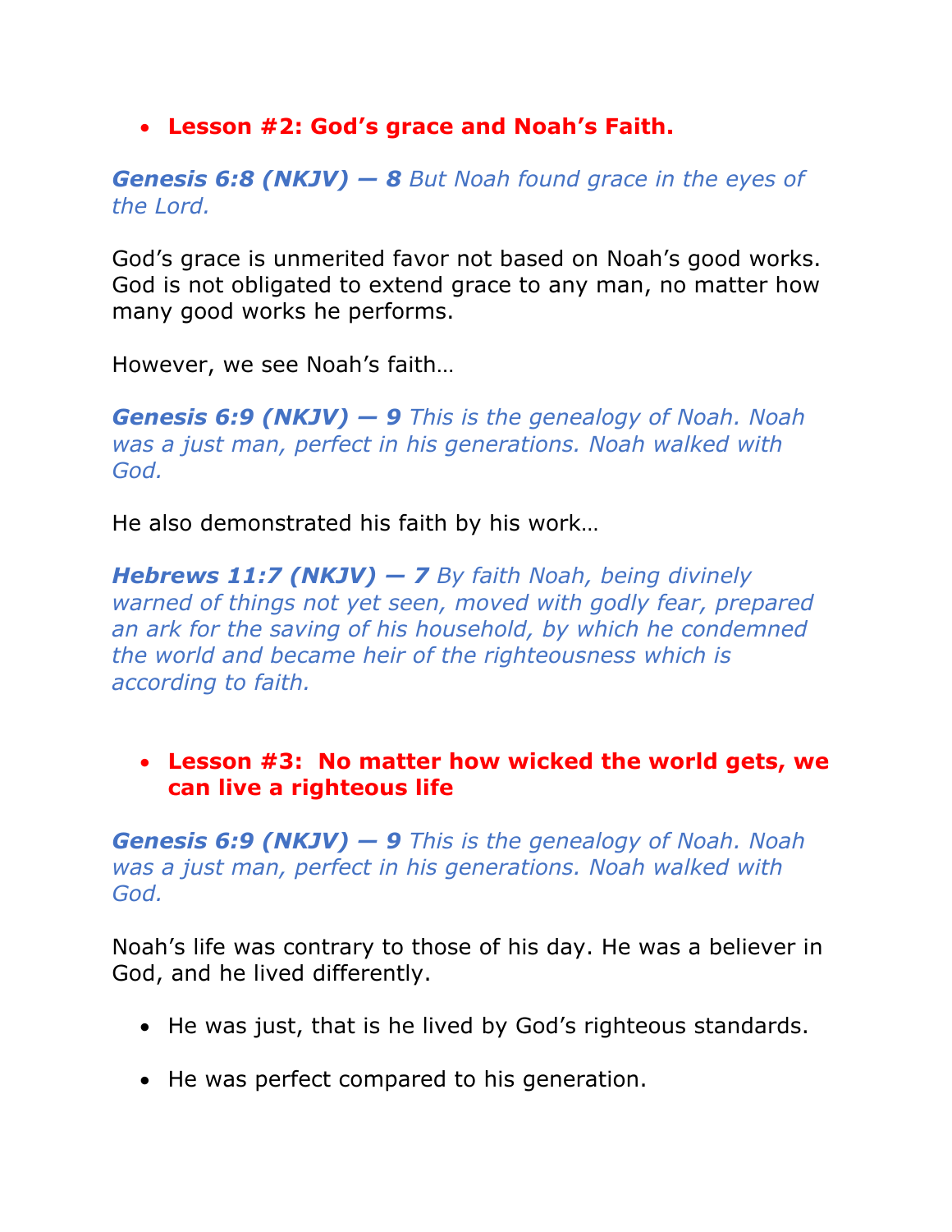- **Lesson #2: God's grace and Noah's Faith.**

***Genesis 6:8 (NKJV) — 8*** *But Noah found grace in the eyes of the Lord.*

God's grace is unmerited favor not based on Noah's good works. God is not obligated to extend grace to any man, no matter how many good works he performs.

However, we see Noah's faith…

***Genesis 6:9 (NKJV) — 9*** *This is the genealogy of Noah. Noah was a just man, perfect in his generations. Noah walked with God.*

He also demonstrated his faith by his work…

***Hebrews 11:7 (NKJV) — 7*** *By faith Noah, being divinely warned of things not yet seen, moved with godly fear, prepared an ark for the saving of his household, by which he condemned the world and became heir of the righteousness which is according to faith.*

- **Lesson #3: No matter how wicked the world gets, we can live a righteous life**

***Genesis 6:9 (NKJV) — 9*** *This is the genealogy of Noah. Noah was a just man, perfect in his generations. Noah walked with God.*

Noah's life was contrary to those of his day. He was a believer in God, and he lived differently.

- He was just, that is he lived by God's righteous standards.

- He was perfect compared to his generation.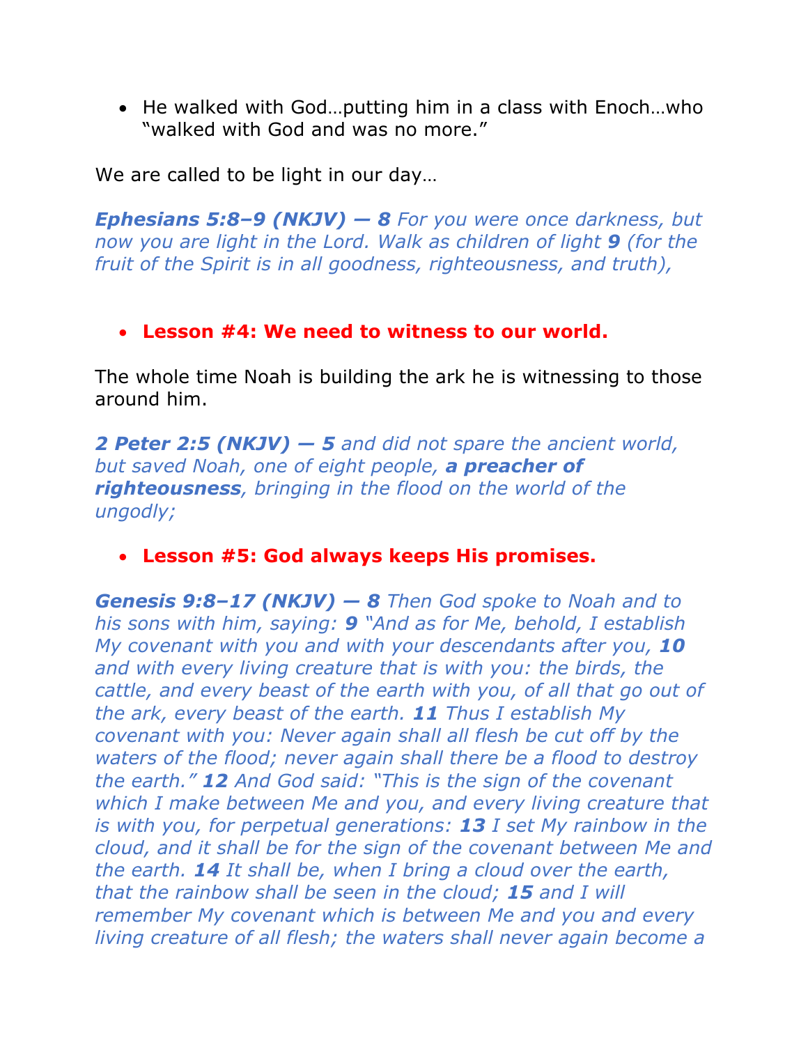- He walked with God…putting him in a class with Enoch…who "walked with God and was no more."

We are called to be light in our day…

***Ephesians 5:8–9 (NKJV) — 8*** *For you were once darkness, but now you are light in the Lord. Walk as children of light* ***9*** *(for the fruit of the Spirit is in all goodness, righteousness, and truth),*

- **Lesson #4: We need to witness to our world.**

The whole time Noah is building the ark he is witnessing to those around him.

***2 Peter 2:5 (NKJV) — 5*** *and did not spare the ancient world, but saved Noah, one of eight people,* ***a preacher of righteousness****, bringing in the flood on the world of the ungodly;*

- **Lesson #5: God always keeps His promises.**

***Genesis 9:8–17 (NKJV) — 8*** *Then God spoke to Noah and to his sons with him, saying:* ***9*** *"And as for Me, behold, I establish My covenant with you and with your descendants after you,* ***10*** *and with every living creature that is with you: the birds, the cattle, and every beast of the earth with you, of all that go out of the ark, every beast of the earth.* ***11*** *Thus I establish My covenant with you: Never again shall all flesh be cut off by the waters of the flood; never again shall there be a flood to destroy the earth."* ***12*** *And God said: "This is the sign of the covenant which I make between Me and you, and every living creature that is with you, for perpetual generations:* ***13*** *I set My rainbow in the cloud, and it shall be for the sign of the covenant between Me and the earth.* ***14*** *It shall be, when I bring a cloud over the earth, that the rainbow shall be seen in the cloud;* ***15*** *and I will remember My covenant which is between Me and you and every living creature of all flesh; the waters shall never again become a*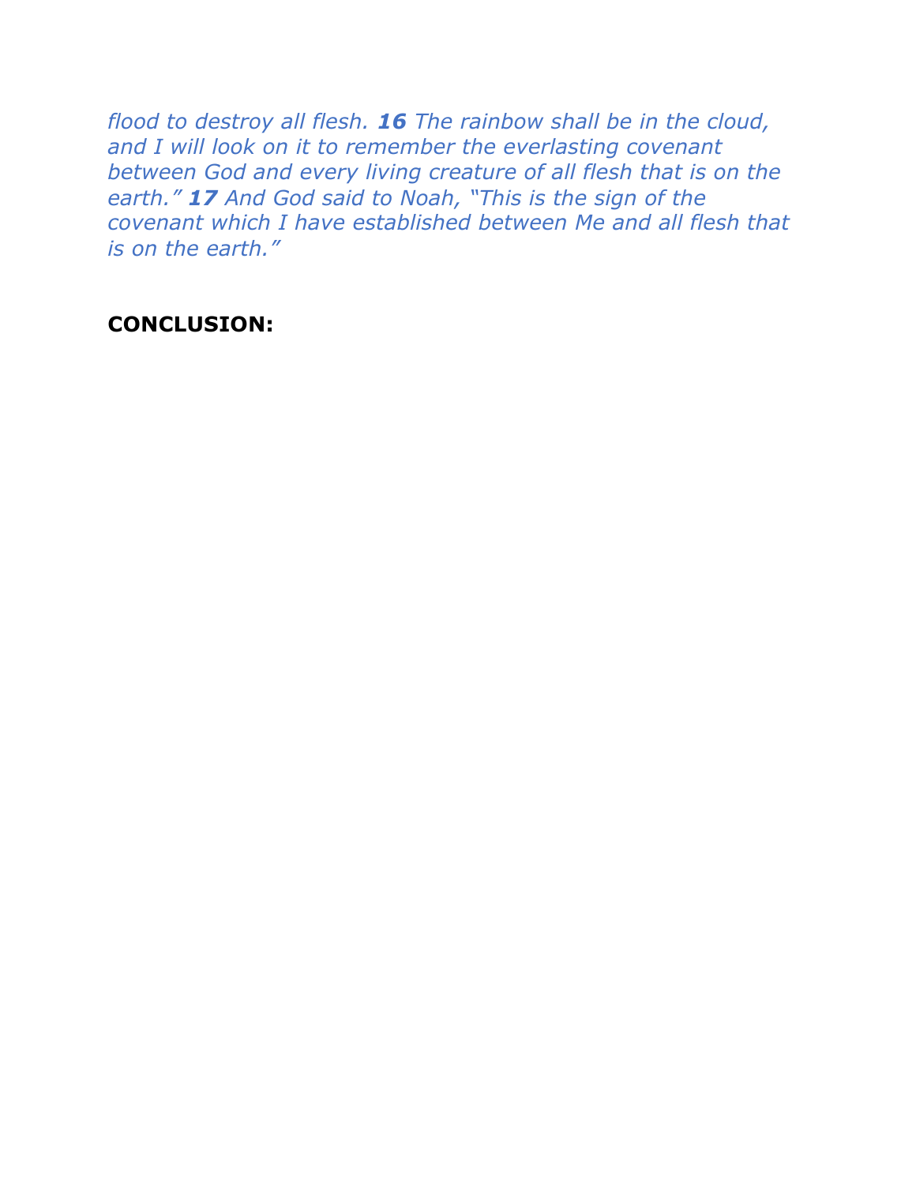*flood to destroy all flesh.* ***16*** *The rainbow shall be in the cloud, and I will look on it to remember the everlasting covenant between God and every living creature of all flesh that is on the earth."* ***17*** *And God said to Noah, "This is the sign of the covenant which I have established between Me and all flesh that is on the earth."*

**CONCLUSION:**